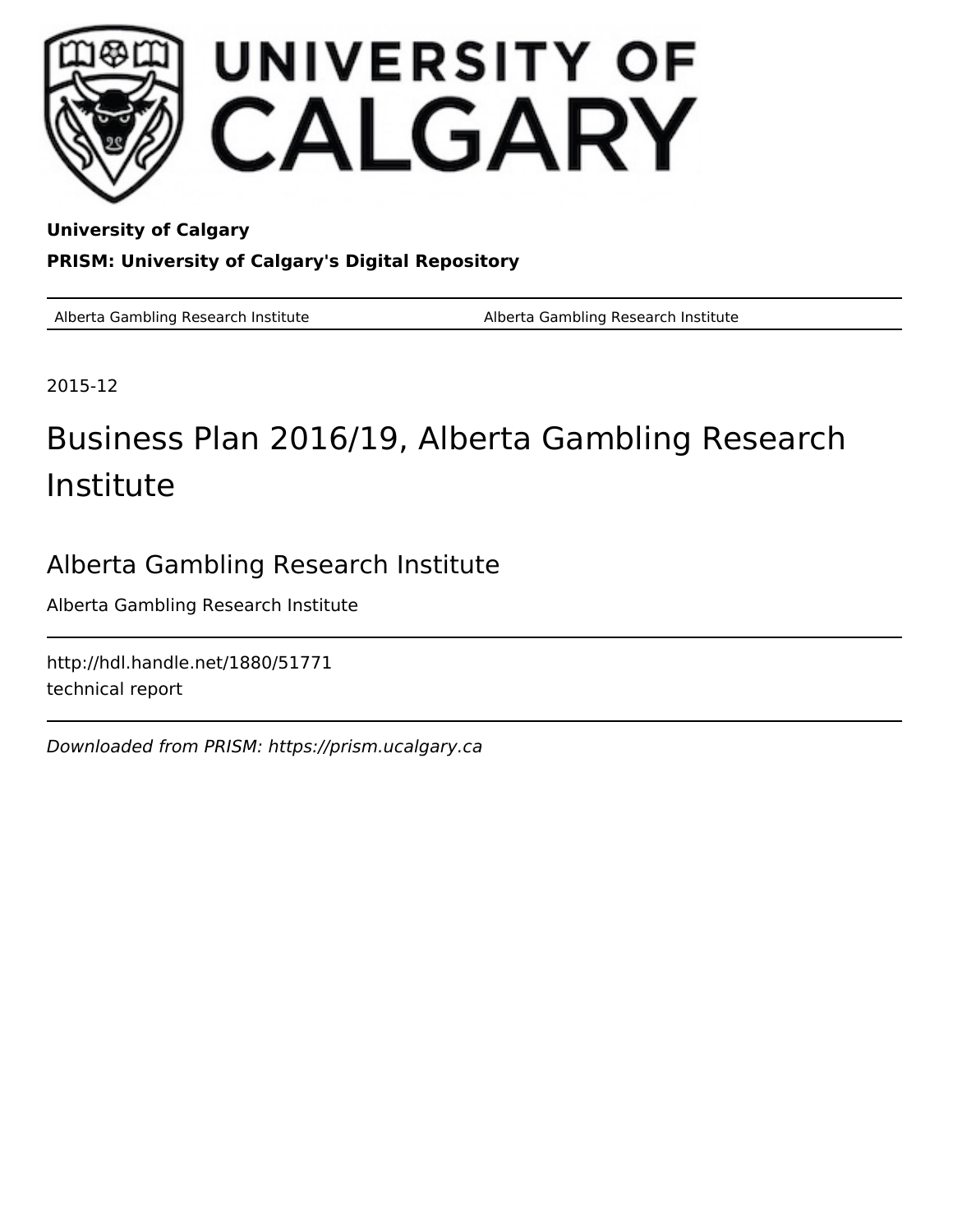**University of Calgary**

**PRISM: University of Calgary's Digital Repository**

| Alberta Gambling Research Institute | Alberta Gambling Research Institute |
|---|---|

2015-12

# Business Plan 2016/19, Alberta Gambling Research Institute

## Alberta Gambling Research Institute

Alberta Gambling Research Institute

http://hdl.handle.net/1880/51771
technical report

*Downloaded from PRISM: https://prism.ucalgary.ca*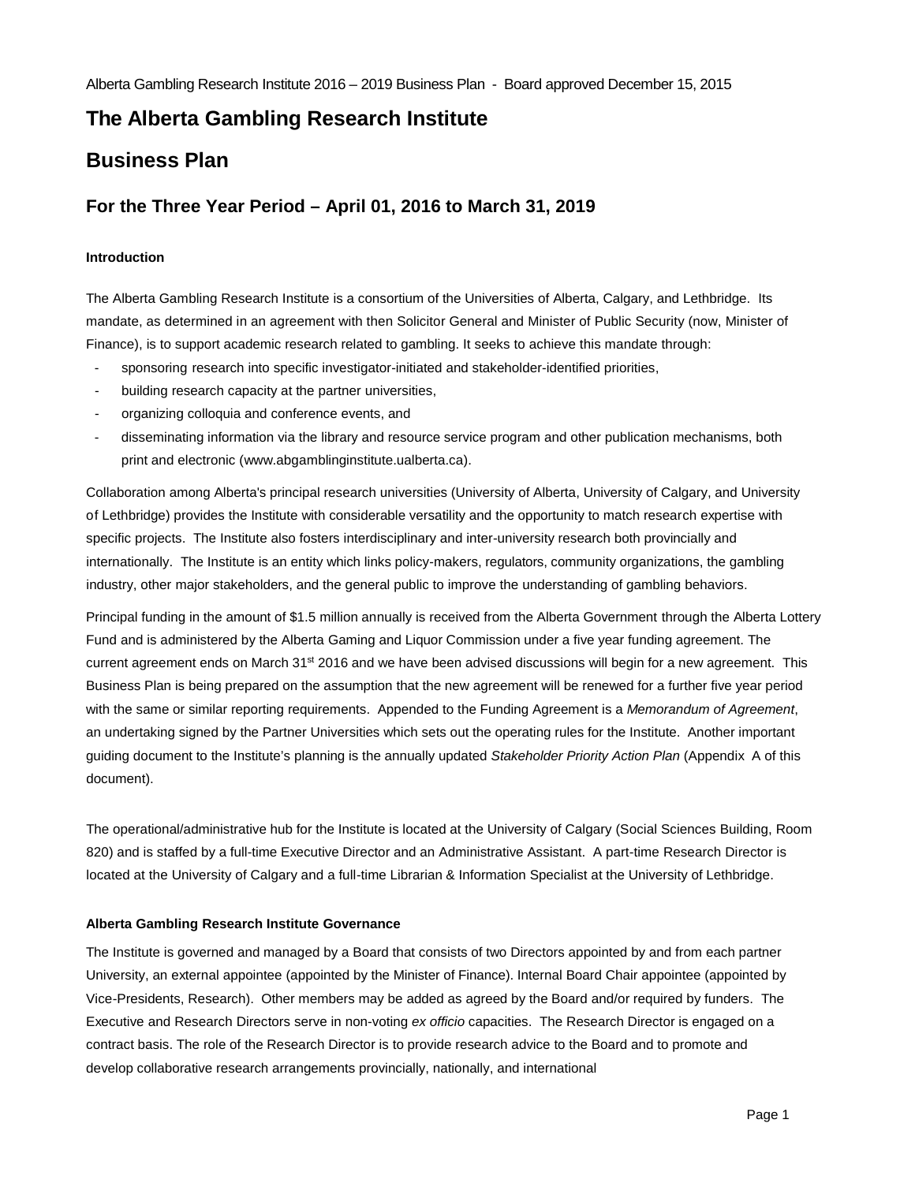Alberta Gambling Research Institute 2016 – 2019 Business Plan - Board approved December 15, 2015

# The Alberta Gambling Research Institute

# Business Plan

## For the Three Year Period – April 01, 2016 to March 31, 2019

#### Introduction

The Alberta Gambling Research Institute is a consortium of the Universities of Alberta, Calgary, and Lethbridge. Its mandate, as determined in an agreement with then Solicitor General and Minister of Public Security (now, Minister of Finance), is to support academic research related to gambling. It seeks to achieve this mandate through:

- sponsoring research into specific investigator-initiated and stakeholder-identified priorities,
- building research capacity at the partner universities,
- organizing colloquia and conference events, and
- disseminating information via the library and resource service program and other publication mechanisms, both print and electronic (www.abgamblinginstitute.ualberta.ca).

Collaboration among Alberta's principal research universities (University of Alberta, University of Calgary, and University of Lethbridge) provides the Institute with considerable versatility and the opportunity to match research expertise with specific projects. The Institute also fosters interdisciplinary and inter-university research both provincially and internationally. The Institute is an entity which links policy-makers, regulators, community organizations, the gambling industry, other major stakeholders, and the general public to improve the understanding of gambling behaviors.

Principal funding in the amount of $1.5 million annually is received from the Alberta Government through the Alberta Lottery Fund and is administered by the Alberta Gaming and Liquor Commission under a five year funding agreement. The current agreement ends on March 31st 2016 and we have been advised discussions will begin for a new agreement. This Business Plan is being prepared on the assumption that the new agreement will be renewed for a further five year period with the same or similar reporting requirements. Appended to the Funding Agreement is a *Memorandum of Agreement*, an undertaking signed by the Partner Universities which sets out the operating rules for the Institute. Another important guiding document to the Institute's planning is the annually updated *Stakeholder Priority Action Plan* (Appendix A of this document).

The operational/administrative hub for the Institute is located at the University of Calgary (Social Sciences Building, Room 820) and is staffed by a full-time Executive Director and an Administrative Assistant. A part-time Research Director is located at the University of Calgary and a full-time Librarian & Information Specialist at the University of Lethbridge.

#### Alberta Gambling Research Institute Governance

The Institute is governed and managed by a Board that consists of two Directors appointed by and from each partner University, an external appointee (appointed by the Minister of Finance). Internal Board Chair appointee (appointed by Vice-Presidents, Research). Other members may be added as agreed by the Board and/or required by funders. The Executive and Research Directors serve in non-voting *ex officio* capacities. The Research Director is engaged on a contract basis. The role of the Research Director is to provide research advice to the Board and to promote and develop collaborative research arrangements provincially, nationally, and international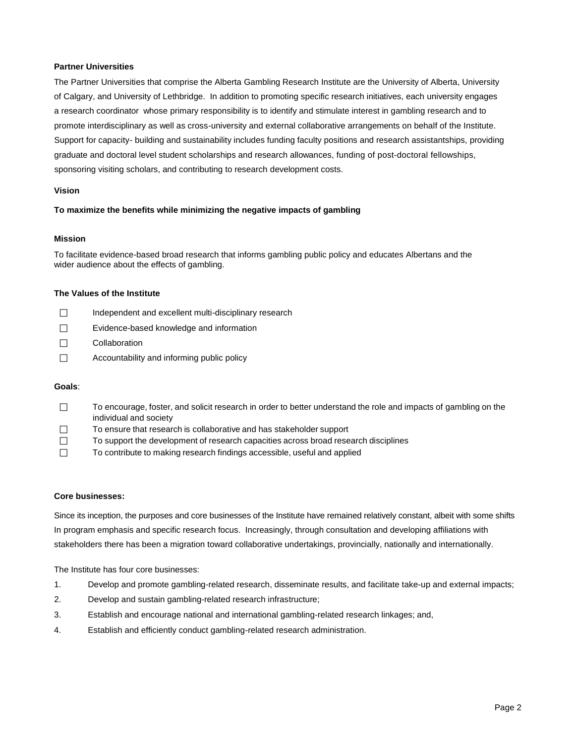**Partner Universities**

The Partner Universities that comprise the Alberta Gambling Research Institute are the University of Alberta, University of Calgary, and University of Lethbridge. In addition to promoting specific research initiatives, each university engages a research coordinator whose primary responsibility is to identify and stimulate interest in gambling research and to promote interdisciplinary as well as cross-university and external collaborative arrangements on behalf of the Institute. Support for capacity- building and sustainability includes funding faculty positions and research assistantships, providing graduate and doctoral level student scholarships and research allowances, funding of post-doctoral fellowships, sponsoring visiting scholars, and contributing to research development costs.

**Vision**

**To maximize the benefits while minimizing the negative impacts of gambling**

**Mission**

To facilitate evidence-based broad research that informs gambling public policy and educates Albertans and the wider audience about the effects of gambling.

**The Values of the Institute**

- ☐ Independent and excellent multi-disciplinary research
- ☐ Evidence-based knowledge and information
- ☐ Collaboration
- ☐ Accountability and informing public policy

**Goals**:

- ☐ To encourage, foster, and solicit research in order to better understand the role and impacts of gambling on the individual and society
- ☐ To ensure that research is collaborative and has stakeholder support
- ☐ To support the development of research capacities across broad research disciplines
- ☐ To contribute to making research findings accessible, useful and applied

**Core businesses:**

Since its inception, the purposes and core businesses of the Institute have remained relatively constant, albeit with some shifts In program emphasis and specific research focus. Increasingly, through consultation and developing affiliations with stakeholders there has been a migration toward collaborative undertakings, provincially, nationally and internationally.

The Institute has four core businesses:

1. Develop and promote gambling-related research, disseminate results, and facilitate take-up and external impacts;
2. Develop and sustain gambling-related research infrastructure;
3. Establish and encourage national and international gambling-related research linkages; and,
4. Establish and efficiently conduct gambling-related research administration.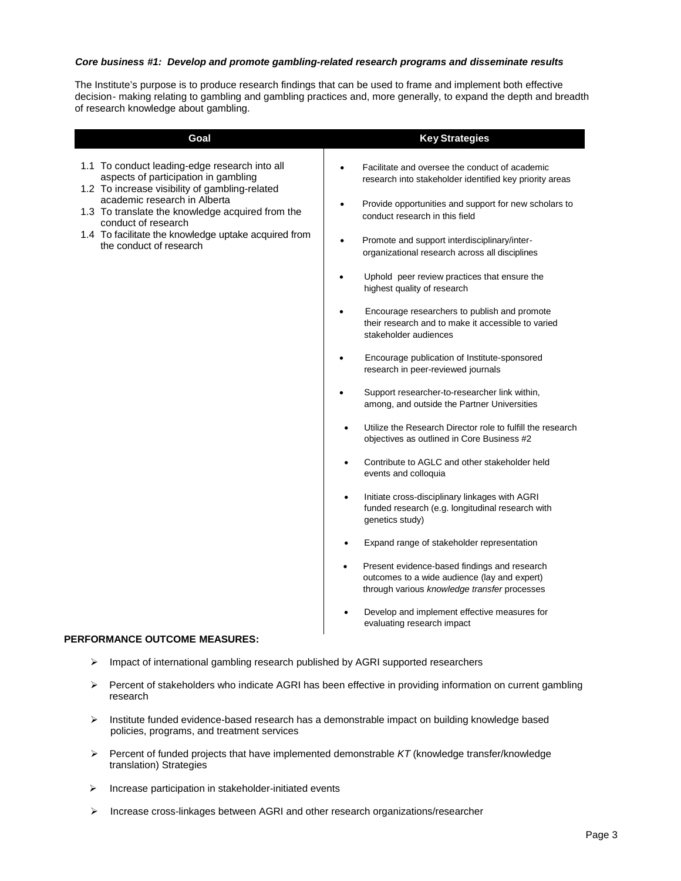***Core business #1: Develop and promote gambling-related research programs and disseminate results***

The Institute's purpose is to produce research findings that can be used to frame and implement both effective decision- making relating to gambling and gambling practices and, more generally, to expand the depth and breadth of research knowledge about gambling.

| Goal | Key Strategies |
| --- | --- |
| 1.1 To conduct leading-edge research into all aspects of participation in gambling<br>1.2 To increase visibility of gambling-related academic research in Alberta<br>1.3 To translate the knowledge acquired from the conduct of research<br>1.4 To facilitate the knowledge uptake acquired from the conduct of research | • Facilitate and oversee the conduct of academic research into stakeholder identified key priority areas<br>• Provide opportunities and support for new scholars to conduct research in this field<br>• Promote and support interdisciplinary/inter-organizational research across all disciplines<br>• Uphold peer review practices that ensure the highest quality of research<br>• Encourage researchers to publish and promote their research and to make it accessible to varied stakeholder audiences<br>• Encourage publication of Institute-sponsored research in peer-reviewed journals<br>• Support researcher-to-researcher link within, among, and outside the Partner Universities<br>• Utilize the Research Director role to fulfill the research objectives as outlined in Core Business #2<br>• Contribute to AGLC and other stakeholder held events and colloquia<br>• Initiate cross-disciplinary linkages with AGRI funded research (e.g. longitudinal research with genetics study)<br>• Expand range of stakeholder representation<br>• Present evidence-based findings and research outcomes to a wide audience (lay and expert) through various *knowledge transfer* processes<br>• Develop and implement effective measures for evaluating research impact |

**PERFORMANCE OUTCOME MEASURES:**

- Impact of international gambling research published by AGRI supported researchers
- Percent of stakeholders who indicate AGRI has been effective in providing information on current gambling research
- Institute funded evidence-based research has a demonstrable impact on building knowledge based policies, programs, and treatment services
- Percent of funded projects that have implemented demonstrable *KT* (knowledge transfer/knowledge translation) Strategies
- Increase participation in stakeholder-initiated events
- Increase cross-linkages between AGRI and other research organizations/researcher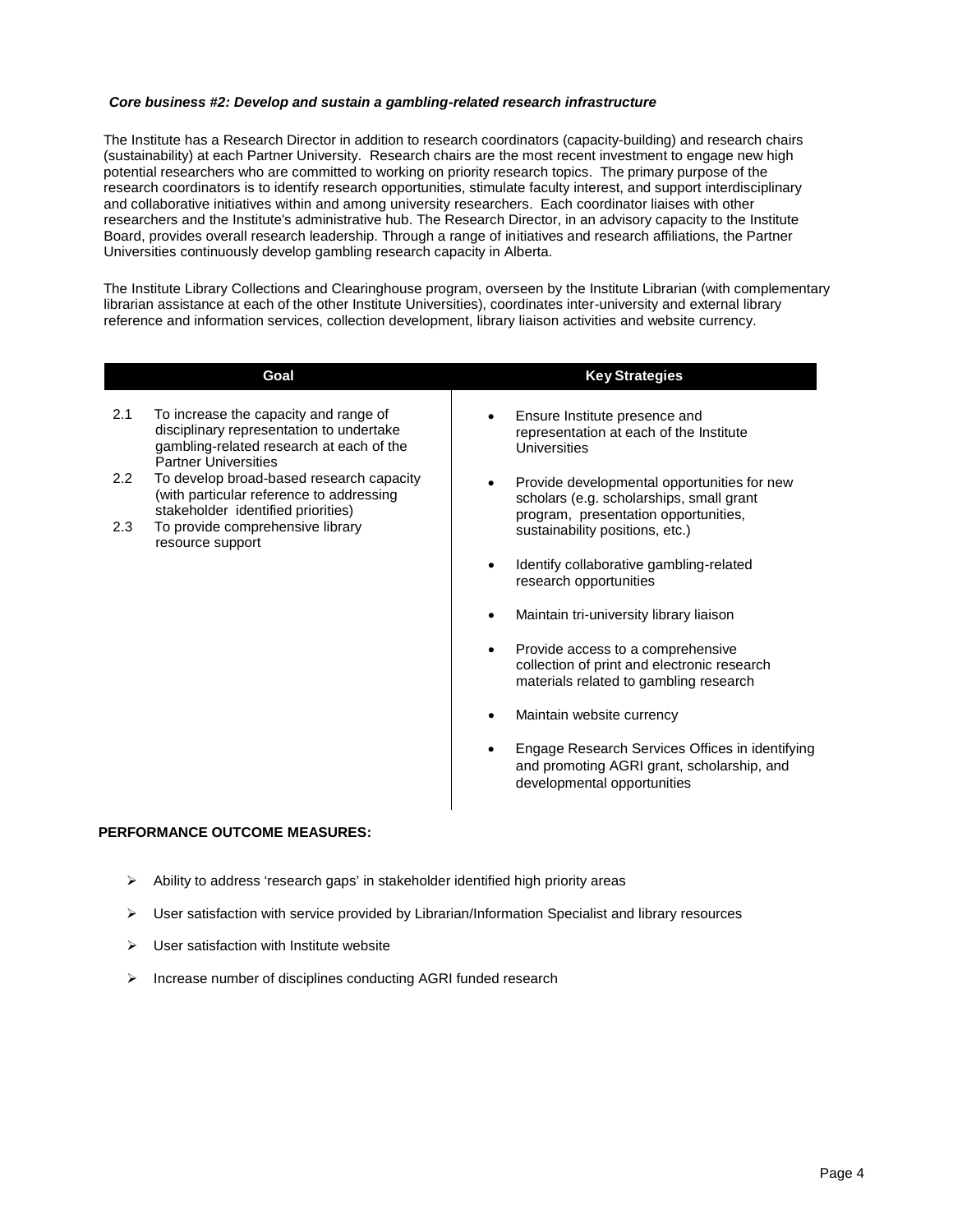***Core business #2: Develop and sustain a gambling-related research infrastructure***

The Institute has a Research Director in addition to research coordinators (capacity-building) and research chairs (sustainability) at each Partner University. Research chairs are the most recent investment to engage new high potential researchers who are committed to working on priority research topics. The primary purpose of the research coordinators is to identify research opportunities, stimulate faculty interest, and support interdisciplinary and collaborative initiatives within and among university researchers. Each coordinator liaises with other researchers and the Institute's administrative hub. The Research Director, in an advisory capacity to the Institute Board, provides overall research leadership. Through a range of initiatives and research affiliations, the Partner Universities continuously develop gambling research capacity in Alberta.

The Institute Library Collections and Clearinghouse program, overseen by the Institute Librarian (with complementary librarian assistance at each of the other Institute Universities), coordinates inter-university and external library reference and information services, collection development, library liaison activities and website currency.

| Goal | Key Strategies |
|---|---|
| 2.1 To increase the capacity and range of disciplinary representation to undertake gambling-related research at each of the Partner Universities<br>2.2 To develop broad-based research capacity (with particular reference to addressing stakeholder identified priorities)<br>2.3 To provide comprehensive library resource support | • Ensure Institute presence and representation at each of the Institute Universities<br>• Provide developmental opportunities for new scholars (e.g. scholarships, small grant program, presentation opportunities, sustainability positions, etc.)<br>• Identify collaborative gambling-related research opportunities<br>• Maintain tri-university library liaison<br>• Provide access to a comprehensive collection of print and electronic research materials related to gambling research<br>• Maintain website currency<br>• Engage Research Services Offices in identifying and promoting AGRI grant, scholarship, and developmental opportunities |

**PERFORMANCE OUTCOME MEASURES:**

- Ability to address 'research gaps' in stakeholder identified high priority areas
- User satisfaction with service provided by Librarian/Information Specialist and library resources
- User satisfaction with Institute website
- Increase number of disciplines conducting AGRI funded research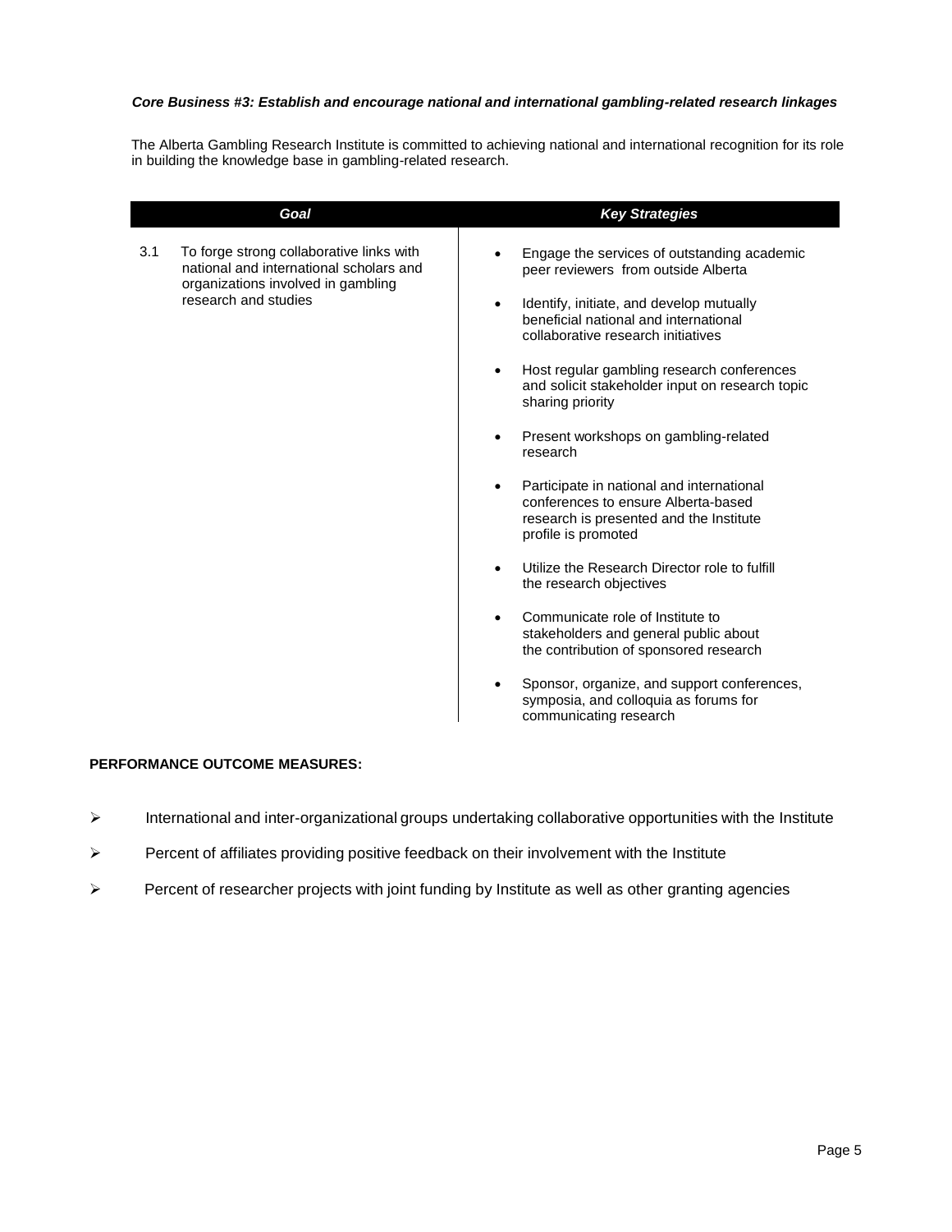***Core Business #3: Establish and encourage national and international gambling-related research linkages***

The Alberta Gambling Research Institute is committed to achieving national and international recognition for its role in building the knowledge base in gambling-related research.

| ***Goal*** | ***Key Strategies*** |
| --- | --- |
| 3.1 To forge strong collaborative links with national and international scholars and organizations involved in gambling research and studies | • Engage the services of outstanding academic peer reviewers from outside Alberta<br>• Identify, initiate, and develop mutually beneficial national and international collaborative research initiatives<br>• Host regular gambling research conferences and solicit stakeholder input on research topic sharing priority<br>• Present workshops on gambling-related research<br>• Participate in national and international conferences to ensure Alberta-based research is presented and the Institute profile is promoted<br>• Utilize the Research Director role to fulfill the research objectives<br>• Communicate role of Institute to stakeholders and general public about the contribution of sponsored research<br>• Sponsor, organize, and support conferences, symposia, and colloquia as forums for communicating research |

**PERFORMANCE OUTCOME MEASURES:**

- International and inter-organizational groups undertaking collaborative opportunities with the Institute
- Percent of affiliates providing positive feedback on their involvement with the Institute
- Percent of researcher projects with joint funding by Institute as well as other granting agencies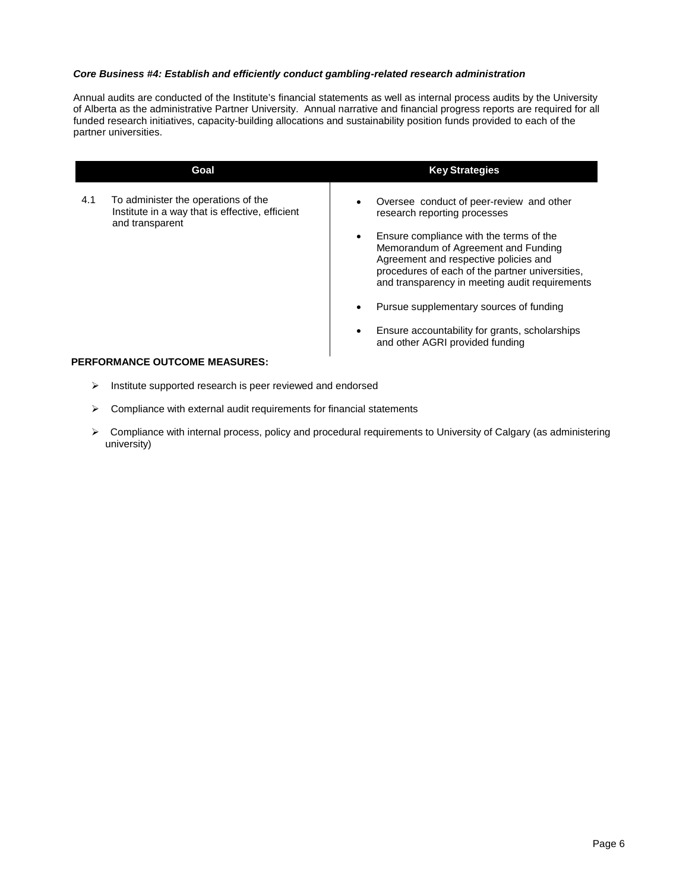***Core Business #4: Establish and efficiently conduct gambling-related research administration***

Annual audits are conducted of the Institute's financial statements as well as internal process audits by the University of Alberta as the administrative Partner University. Annual narrative and financial progress reports are required for all funded research initiatives, capacity-building allocations and sustainability position funds provided to each of the partner universities.

| Goal | Key Strategies |
|---|---|
| 4.1 To administer the operations of the Institute in a way that is effective, efficient and transparent | • Oversee conduct of peer-review and other research reporting processes<br>• Ensure compliance with the terms of the Memorandum of Agreement and Funding Agreement and respective policies and procedures of each of the partner universities, and transparency in meeting audit requirements<br>• Pursue supplementary sources of funding<br>• Ensure accountability for grants, scholarships and other AGRI provided funding |

**PERFORMANCE OUTCOME MEASURES:**

- Institute supported research is peer reviewed and endorsed
- Compliance with external audit requirements for financial statements
- Compliance with internal process, policy and procedural requirements to University of Calgary (as administering university)